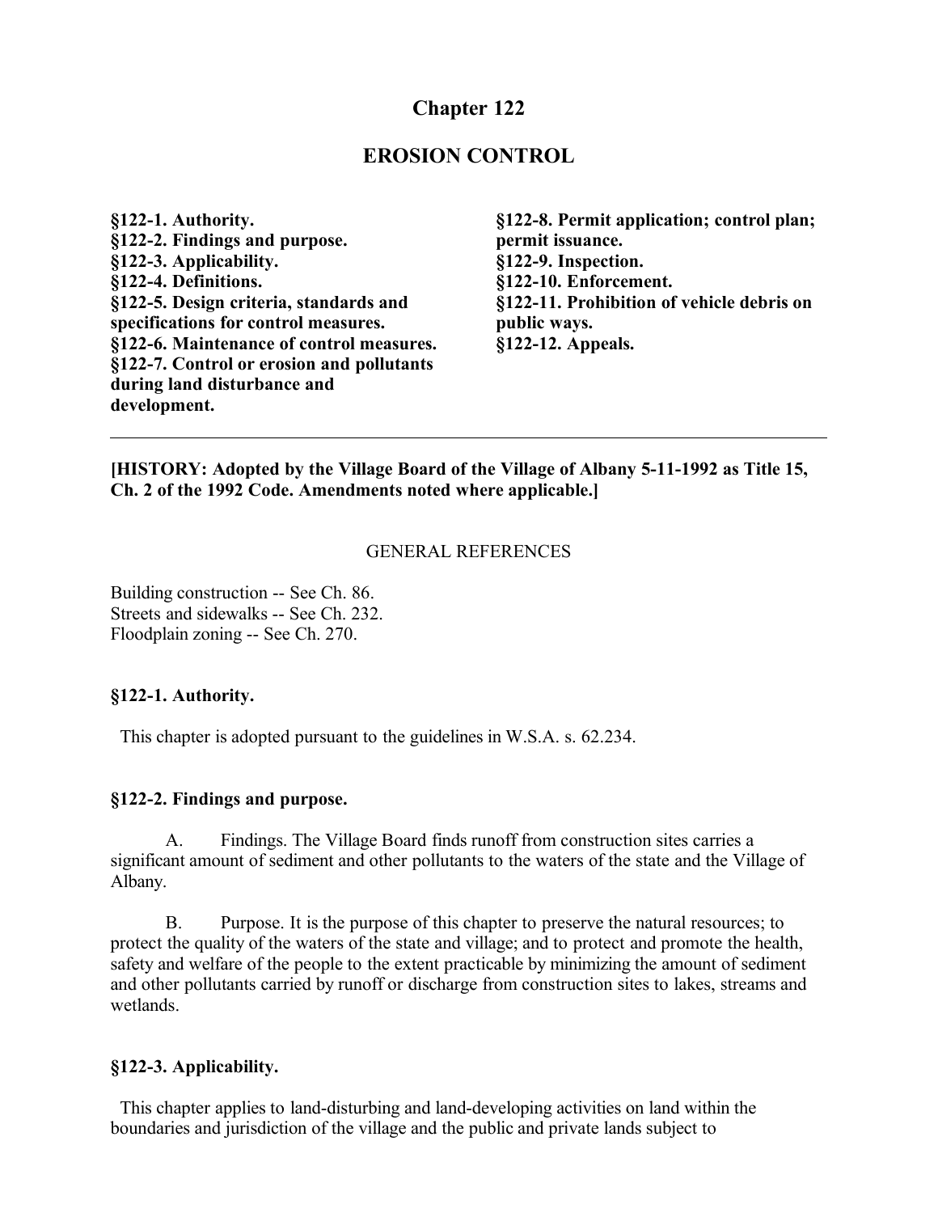# Chapter 122

## EROSION CONTROL

**§122-1. Authority.**
**§122-2. Findings and purpose.**
**§122-3. Applicability.**
**§122-4. Definitions.**
**§122-5. Design criteria, standards and specifications for control measures.**
**§122-6. Maintenance of control measures.**
**§122-7. Control or erosion and pollutants during land disturbance and development.**
**§122-8. Permit application; control plan; permit issuance.**
**§122-9. Inspection.**
**§122-10. Enforcement.**
**§122-11. Prohibition of vehicle debris on public ways.**
**§122-12. Appeals.**

---

**[HISTORY: Adopted by the Village Board of the Village of Albany 5-11-1992 as Title 15, Ch. 2 of the 1992 Code. Amendments noted where applicable.]**

GENERAL REFERENCES

Building construction -- See Ch. 86.
Streets and sidewalks -- See Ch. 232.
Floodplain zoning -- See Ch. 270.

### §122-1. Authority.

This chapter is adopted pursuant to the guidelines in W.S.A. s. 62.234.

### §122-2. Findings and purpose.

A. Findings. The Village Board finds runoff from construction sites carries a significant amount of sediment and other pollutants to the waters of the state and the Village of Albany.

B. Purpose. It is the purpose of this chapter to preserve the natural resources; to protect the quality of the waters of the state and village; and to protect and promote the health, safety and welfare of the people to the extent practicable by minimizing the amount of sediment and other pollutants carried by runoff or discharge from construction sites to lakes, streams and wetlands.

### §122-3. Applicability.

This chapter applies to land-disturbing and land-developing activities on land within the boundaries and jurisdiction of the village and the public and private lands subject to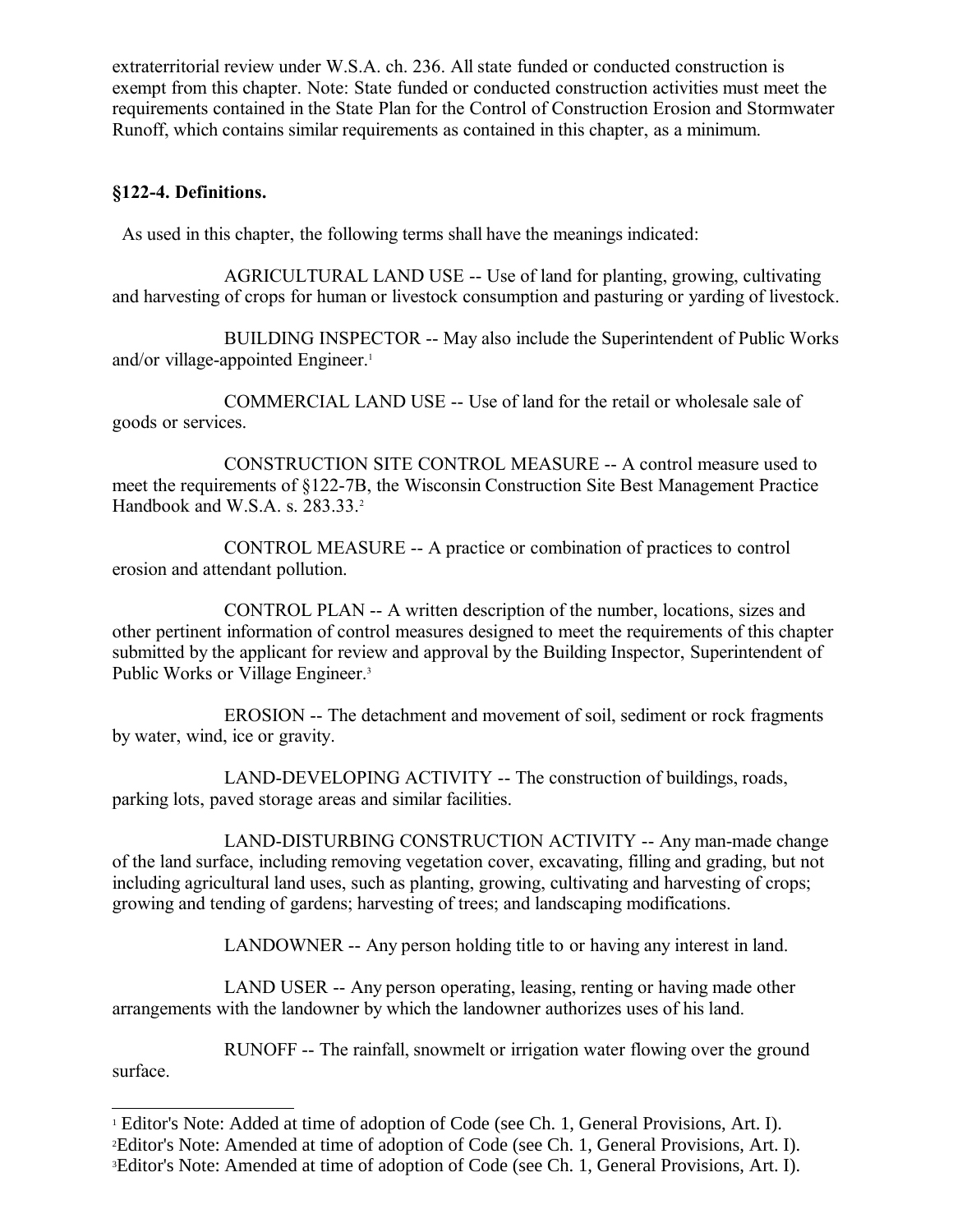extraterritorial review under W.S.A. ch. 236. All state funded or conducted construction is exempt from this chapter. Note: State funded or conducted construction activities must meet the requirements contained in the State Plan for the Control of Construction Erosion and Stormwater Runoff, which contains similar requirements as contained in this chapter, as a minimum.

### §122-4. Definitions.

As used in this chapter, the following terms shall have the meanings indicated:

AGRICULTURAL LAND USE -- Use of land for planting, growing, cultivating and harvesting of crops for human or livestock consumption and pasturing or yarding of livestock.

BUILDING INSPECTOR -- May also include the Superintendent of Public Works and/or village-appointed Engineer.[1]

COMMERCIAL LAND USE -- Use of land for the retail or wholesale sale of goods or services.

CONSTRUCTION SITE CONTROL MEASURE -- A control measure used to meet the requirements of §122-7B, the Wisconsin Construction Site Best Management Practice Handbook and W.S.A. s. 283.33.[2]

CONTROL MEASURE -- A practice or combination of practices to control erosion and attendant pollution.

CONTROL PLAN -- A written description of the number, locations, sizes and other pertinent information of control measures designed to meet the requirements of this chapter submitted by the applicant for review and approval by the Building Inspector, Superintendent of Public Works or Village Engineer.[3]

EROSION -- The detachment and movement of soil, sediment or rock fragments by water, wind, ice or gravity.

LAND-DEVELOPING ACTIVITY -- The construction of buildings, roads, parking lots, paved storage areas and similar facilities.

LAND-DISTURBING CONSTRUCTION ACTIVITY -- Any man-made change of the land surface, including removing vegetation cover, excavating, filling and grading, but not including agricultural land uses, such as planting, growing, cultivating and harvesting of crops; growing and tending of gardens; harvesting of trees; and landscaping modifications.

LANDOWNER -- Any person holding title to or having any interest in land.

LAND USER -- Any person operating, leasing, renting or having made other arrangements with the landowner by which the landowner authorizes uses of his land.

RUNOFF -- The rainfall, snowmelt or irrigation water flowing over the ground surface.

---

[1] Editor's Note: Added at time of adoption of Code (see Ch. 1, General Provisions, Art. I).

[2] Editor's Note: Amended at time of adoption of Code (see Ch. 1, General Provisions, Art. I).

[3] Editor's Note: Amended at time of adoption of Code (see Ch. 1, General Provisions, Art. I).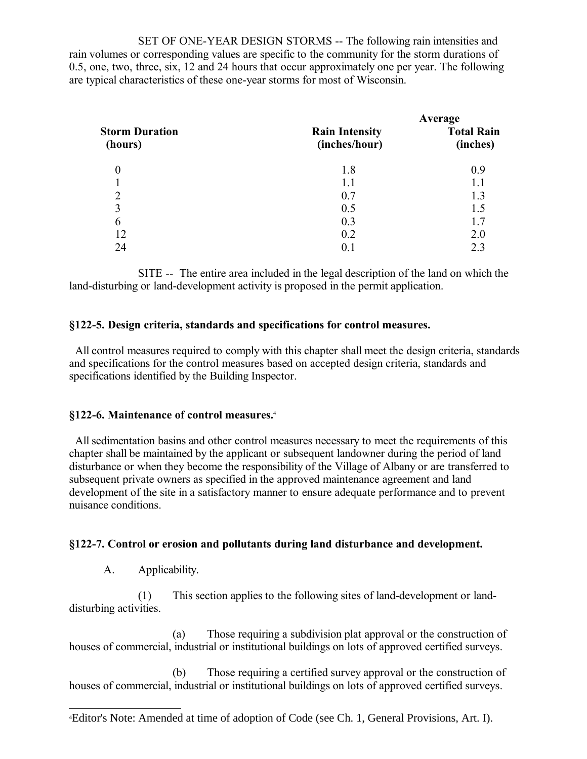SET OF ONE-YEAR DESIGN STORMS -- The following rain intensities and rain volumes or corresponding values are specific to the community for the storm durations of 0.5, one, two, three, six, 12 and 24 hours that occur approximately one per year. The following are typical characteristics of these one-year storms for most of Wisconsin.

| Storm Duration (hours) | Rain Intensity (inches/hour) | Average Total Rain (inches) |
|---|---|---|
| 0 | 1.8 | 0.9 |
| 1 | 1.1 | 1.1 |
| 2 | 0.7 | 1.3 |
| 3 | 0.5 | 1.5 |
| 6 | 0.3 | 1.7 |
| 12 | 0.2 | 2.0 |
| 24 | 0.1 | 2.3 |

SITE -- The entire area included in the legal description of the land on which the land-disturbing or land-development activity is proposed in the permit application.

### §122-5. Design criteria, standards and specifications for control measures.

All control measures required to comply with this chapter shall meet the design criteria, standards and specifications for the control measures based on accepted design criteria, standards and specifications identified by the Building Inspector.

### §122-6. Maintenance of control measures.[4]

All sedimentation basins and other control measures necessary to meet the requirements of this chapter shall be maintained by the applicant or subsequent landowner during the period of land disturbance or when they become the responsibility of the Village of Albany or are transferred to subsequent private owners as specified in the approved maintenance agreement and land development of the site in a satisfactory manner to ensure adequate performance and to prevent nuisance conditions.

### §122-7. Control or erosion and pollutants during land disturbance and development.

A. Applicability.

(1) This section applies to the following sites of land-development or land-disturbing activities.

(a) Those requiring a subdivision plat approval or the construction of houses of commercial, industrial or institutional buildings on lots of approved certified surveys.

(b) Those requiring a certified survey approval or the construction of houses of commercial, industrial or institutional buildings on lots of approved certified surveys.

[4] Editor's Note: Amended at time of adoption of Code (see Ch. 1, General Provisions, Art. I).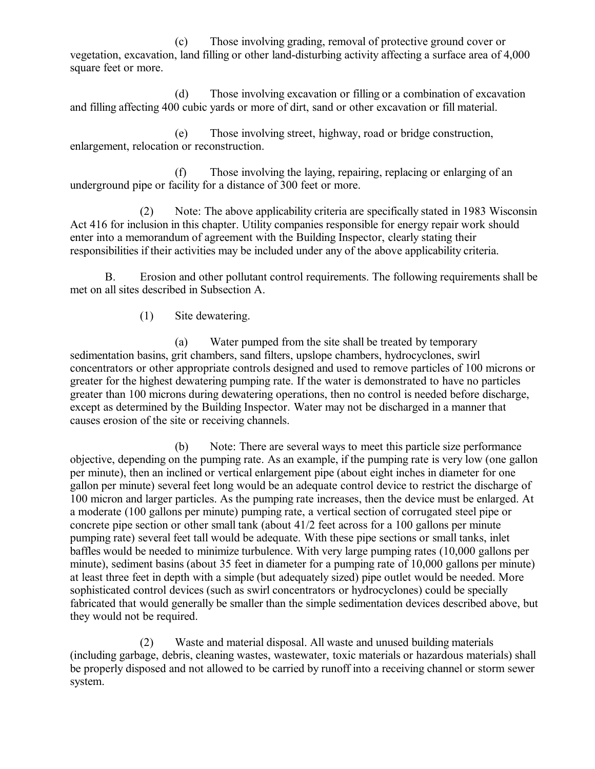(c) Those involving grading, removal of protective ground cover or vegetation, excavation, land filling or other land-disturbing activity affecting a surface area of 4,000 square feet or more.

(d) Those involving excavation or filling or a combination of excavation and filling affecting 400 cubic yards or more of dirt, sand or other excavation or fill material.

(e) Those involving street, highway, road or bridge construction, enlargement, relocation or reconstruction.

(f) Those involving the laying, repairing, replacing or enlarging of an underground pipe or facility for a distance of 300 feet or more.

(2) Note: The above applicability criteria are specifically stated in 1983 Wisconsin Act 416 for inclusion in this chapter. Utility companies responsible for energy repair work should enter into a memorandum of agreement with the Building Inspector, clearly stating their responsibilities if their activities may be included under any of the above applicability criteria.

B. Erosion and other pollutant control requirements. The following requirements shall be met on all sites described in Subsection A.

(1) Site dewatering.

(a) Water pumped from the site shall be treated by temporary sedimentation basins, grit chambers, sand filters, upslope chambers, hydrocyclones, swirl concentrators or other appropriate controls designed and used to remove particles of 100 microns or greater for the highest dewatering pumping rate. If the water is demonstrated to have no particles greater than 100 microns during dewatering operations, then no control is needed before discharge, except as determined by the Building Inspector. Water may not be discharged in a manner that causes erosion of the site or receiving channels.

(b) Note: There are several ways to meet this particle size performance objective, depending on the pumping rate. As an example, if the pumping rate is very low (one gallon per minute), then an inclined or vertical enlargement pipe (about eight inches in diameter for one gallon per minute) several feet long would be an adequate control device to restrict the discharge of 100 micron and larger particles. As the pumping rate increases, then the device must be enlarged. At a moderate (100 gallons per minute) pumping rate, a vertical section of corrugated steel pipe or concrete pipe section or other small tank (about 41/2 feet across for a 100 gallons per minute pumping rate) several feet tall would be adequate. With these pipe sections or small tanks, inlet baffles would be needed to minimize turbulence. With very large pumping rates (10,000 gallons per minute), sediment basins (about 35 feet in diameter for a pumping rate of 10,000 gallons per minute) at least three feet in depth with a simple (but adequately sized) pipe outlet would be needed. More sophisticated control devices (such as swirl concentrators or hydrocyclones) could be specially fabricated that would generally be smaller than the simple sedimentation devices described above, but they would not be required.

(2) Waste and material disposal. All waste and unused building materials (including garbage, debris, cleaning wastes, wastewater, toxic materials or hazardous materials) shall be properly disposed and not allowed to be carried by runoff into a receiving channel or storm sewer system.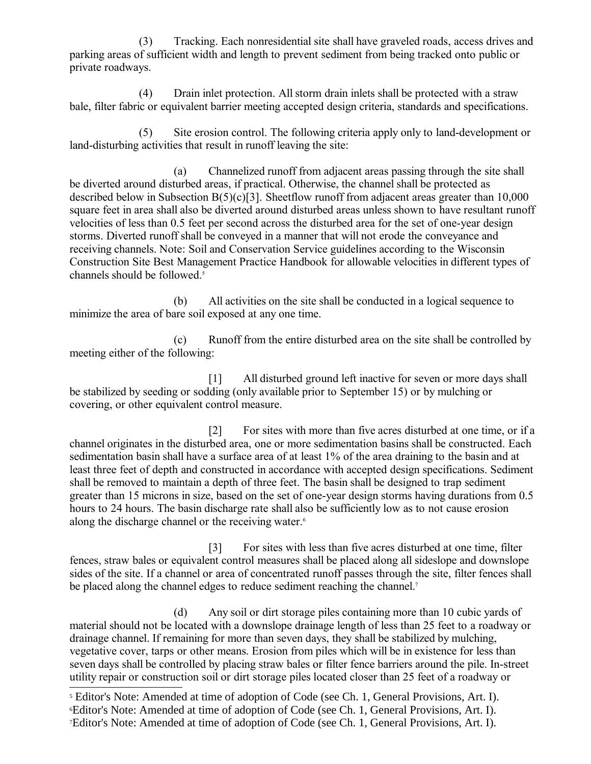(3) Tracking. Each nonresidential site shall have graveled roads, access drives and parking areas of sufficient width and length to prevent sediment from being tracked onto public or private roadways.

(4) Drain inlet protection. All storm drain inlets shall be protected with a straw bale, filter fabric or equivalent barrier meeting accepted design criteria, standards and specifications.

(5) Site erosion control. The following criteria apply only to land-development or land-disturbing activities that result in runoff leaving the site:

(a) Channelized runoff from adjacent areas passing through the site shall be diverted around disturbed areas, if practical. Otherwise, the channel shall be protected as described below in Subsection B(5)(c)[3]. Sheetflow runoff from adjacent areas greater than 10,000 square feet in area shall also be diverted around disturbed areas unless shown to have resultant runoff velocities of less than 0.5 feet per second across the disturbed area for the set of one-year design storms. Diverted runoff shall be conveyed in a manner that will not erode the conveyance and receiving channels. Note: Soil and Conservation Service guidelines according to the Wisconsin Construction Site Best Management Practice Handbook for allowable velocities in different types of channels should be followed.[5]

(b) All activities on the site shall be conducted in a logical sequence to minimize the area of bare soil exposed at any one time.

(c) Runoff from the entire disturbed area on the site shall be controlled by meeting either of the following:

[1] All disturbed ground left inactive for seven or more days shall be stabilized by seeding or sodding (only available prior to September 15) or by mulching or covering, or other equivalent control measure.

[2] For sites with more than five acres disturbed at one time, or if a channel originates in the disturbed area, one or more sedimentation basins shall be constructed. Each sedimentation basin shall have a surface area of at least 1% of the area draining to the basin and at least three feet of depth and constructed in accordance with accepted design specifications. Sediment shall be removed to maintain a depth of three feet. The basin shall be designed to trap sediment greater than 15 microns in size, based on the set of one-year design storms having durations from 0.5 hours to 24 hours. The basin discharge rate shall also be sufficiently low as to not cause erosion along the discharge channel or the receiving water.[6]

[3] For sites with less than five acres disturbed at one time, filter fences, straw bales or equivalent control measures shall be placed along all sideslope and downslope sides of the site. If a channel or area of concentrated runoff passes through the site, filter fences shall be placed along the channel edges to reduce sediment reaching the channel.[7]

(d) Any soil or dirt storage piles containing more than 10 cubic yards of material should not be located with a downslope drainage length of less than 25 feet to a roadway or drainage channel. If remaining for more than seven days, they shall be stabilized by mulching, vegetative cover, tarps or other means. Erosion from piles which will be in existence for less than seven days shall be controlled by placing straw bales or filter fence barriers around the pile. In-street utility repair or construction soil or dirt storage piles located closer than 25 feet of a roadway or

---

[5] Editor's Note: Amended at time of adoption of Code (see Ch. 1, General Provisions, Art. I).

[6] Editor's Note: Amended at time of adoption of Code (see Ch. 1, General Provisions, Art. I).

[7] Editor's Note: Amended at time of adoption of Code (see Ch. 1, General Provisions, Art. I).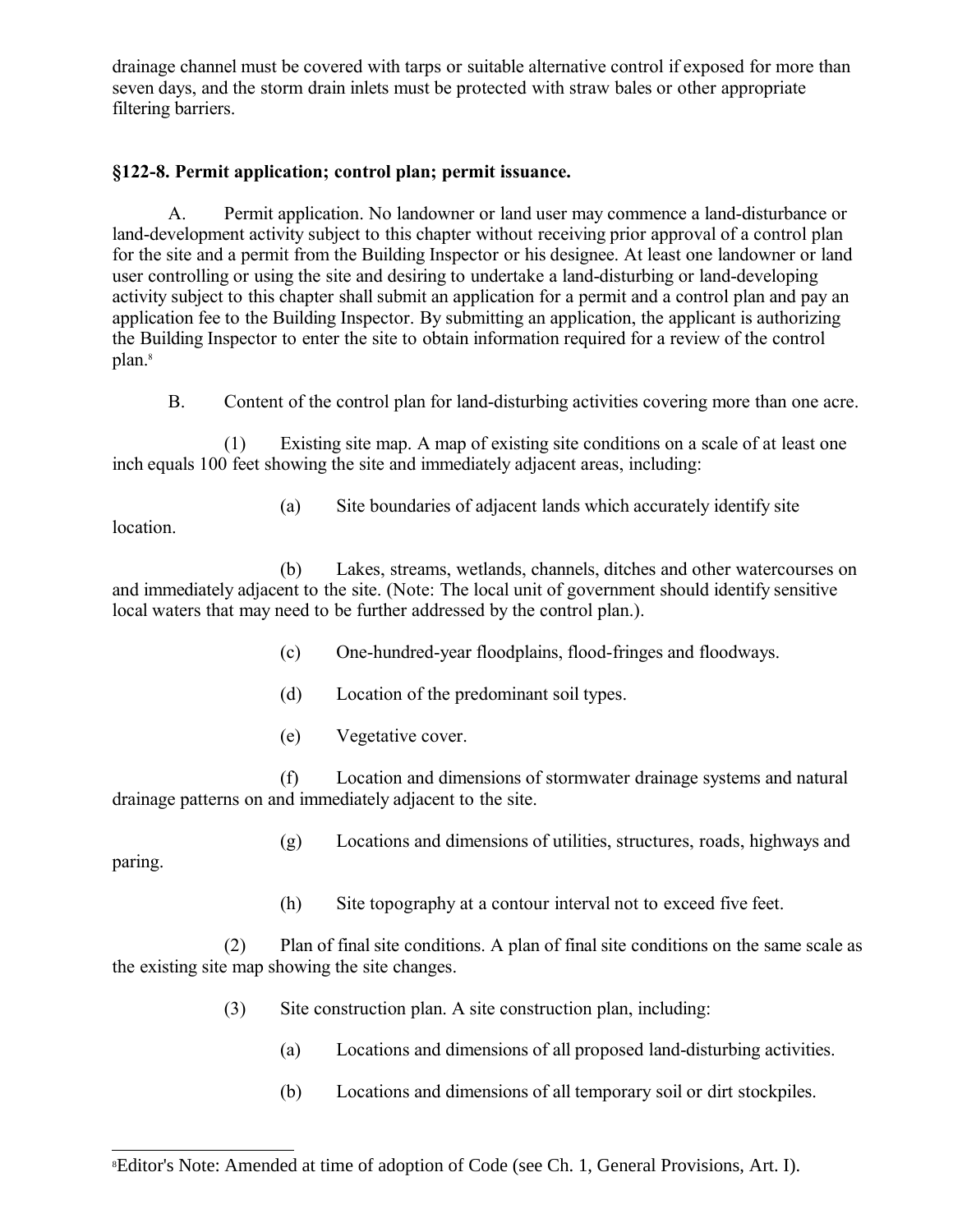drainage channel must be covered with tarps or suitable alternative control if exposed for more than seven days, and the storm drain inlets must be protected with straw bales or other appropriate filtering barriers.

### §122-8. Permit application; control plan; permit issuance.

A. Permit application. No landowner or land user may commence a land-disturbance or land-development activity subject to this chapter without receiving prior approval of a control plan for the site and a permit from the Building Inspector or his designee. At least one landowner or land user controlling or using the site and desiring to undertake a land-disturbing or land-developing activity subject to this chapter shall submit an application for a permit and a control plan and pay an application fee to the Building Inspector. By submitting an application, the applicant is authorizing the Building Inspector to enter the site to obtain information required for a review of the control plan.[8]

B. Content of the control plan for land-disturbing activities covering more than one acre.

(1) Existing site map. A map of existing site conditions on a scale of at least one inch equals 100 feet showing the site and immediately adjacent areas, including:

(a) Site boundaries of adjacent lands which accurately identify site location.

(b) Lakes, streams, wetlands, channels, ditches and other watercourses on and immediately adjacent to the site. (Note: The local unit of government should identify sensitive local waters that may need to be further addressed by the control plan.).

(c) One-hundred-year floodplains, flood-fringes and floodways.

(d) Location of the predominant soil types.

(e) Vegetative cover.

(f) Location and dimensions of stormwater drainage systems and natural drainage patterns on and immediately adjacent to the site.

(g) Locations and dimensions of utilities, structures, roads, highways and paring.

(h) Site topography at a contour interval not to exceed five feet.

(2) Plan of final site conditions. A plan of final site conditions on the same scale as the existing site map showing the site changes.

(3) Site construction plan. A site construction plan, including:

(a) Locations and dimensions of all proposed land-disturbing activities.

(b) Locations and dimensions of all temporary soil or dirt stockpiles.

---

[8] Editor's Note: Amended at time of adoption of Code (see Ch. 1, General Provisions, Art. I).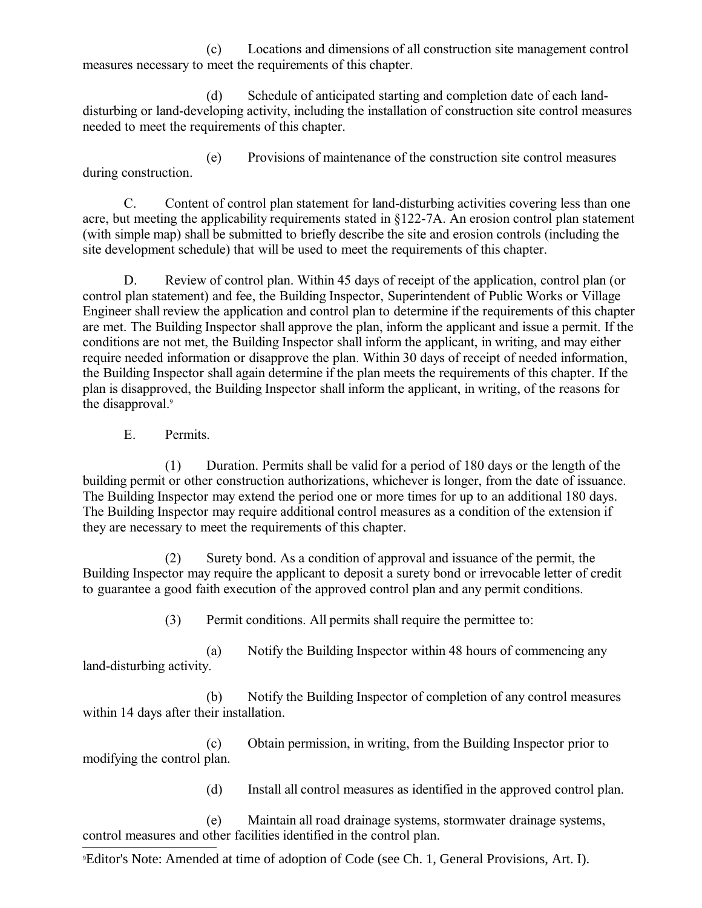(c) Locations and dimensions of all construction site management control measures necessary to meet the requirements of this chapter.

(d) Schedule of anticipated starting and completion date of each land-disturbing or land-developing activity, including the installation of construction site control measures needed to meet the requirements of this chapter.

(e) Provisions of maintenance of the construction site control measures during construction.

C. Content of control plan statement for land-disturbing activities covering less than one acre, but meeting the applicability requirements stated in §122-7A. An erosion control plan statement (with simple map) shall be submitted to briefly describe the site and erosion controls (including the site development schedule) that will be used to meet the requirements of this chapter.

D. Review of control plan. Within 45 days of receipt of the application, control plan (or control plan statement) and fee, the Building Inspector, Superintendent of Public Works or Village Engineer shall review the application and control plan to determine if the requirements of this chapter are met. The Building Inspector shall approve the plan, inform the applicant and issue a permit. If the conditions are not met, the Building Inspector shall inform the applicant, in writing, and may either require needed information or disapprove the plan. Within 30 days of receipt of needed information, the Building Inspector shall again determine if the plan meets the requirements of this chapter. If the plan is disapproved, the Building Inspector shall inform the applicant, in writing, of the reasons for the disapproval.[9]

E. Permits.

(1) Duration. Permits shall be valid for a period of 180 days or the length of the building permit or other construction authorizations, whichever is longer, from the date of issuance. The Building Inspector may extend the period one or more times for up to an additional 180 days. The Building Inspector may require additional control measures as a condition of the extension if they are necessary to meet the requirements of this chapter.

(2) Surety bond. As a condition of approval and issuance of the permit, the Building Inspector may require the applicant to deposit a surety bond or irrevocable letter of credit to guarantee a good faith execution of the approved control plan and any permit conditions.

(3) Permit conditions. All permits shall require the permittee to:

(a) Notify the Building Inspector within 48 hours of commencing any land-disturbing activity.

(b) Notify the Building Inspector of completion of any control measures within 14 days after their installation.

(c) Obtain permission, in writing, from the Building Inspector prior to modifying the control plan.

(d) Install all control measures as identified in the approved control plan.

(e) Maintain all road drainage systems, stormwater drainage systems, control measures and other facilities identified in the control plan.

[9] Editor's Note: Amended at time of adoption of Code (see Ch. 1, General Provisions, Art. I).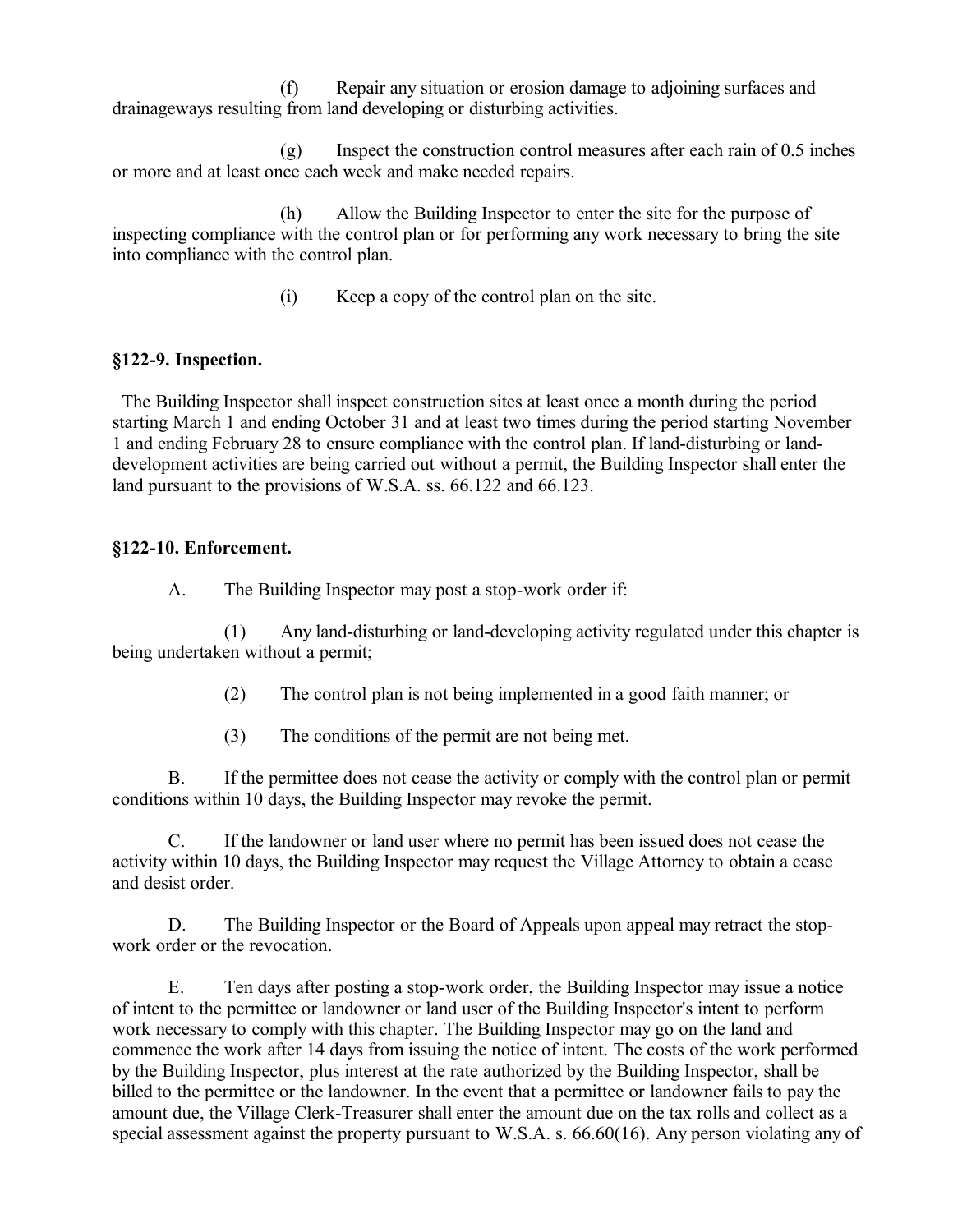(f) Repair any situation or erosion damage to adjoining surfaces and drainageways resulting from land developing or disturbing activities.

(g) Inspect the construction control measures after each rain of 0.5 inches or more and at least once each week and make needed repairs.

(h) Allow the Building Inspector to enter the site for the purpose of inspecting compliance with the control plan or for performing any work necessary to bring the site into compliance with the control plan.

(i) Keep a copy of the control plan on the site.

**§122-9. Inspection.**

The Building Inspector shall inspect construction sites at least once a month during the period starting March 1 and ending October 31 and at least two times during the period starting November 1 and ending February 28 to ensure compliance with the control plan. If land-disturbing or land-development activities are being carried out without a permit, the Building Inspector shall enter the land pursuant to the provisions of W.S.A. ss. 66.122 and 66.123.

**§122-10. Enforcement.**

A. The Building Inspector may post a stop-work order if:

(1) Any land-disturbing or land-developing activity regulated under this chapter is being undertaken without a permit;

(2) The control plan is not being implemented in a good faith manner; or

(3) The conditions of the permit are not being met.

B. If the permittee does not cease the activity or comply with the control plan or permit conditions within 10 days, the Building Inspector may revoke the permit.

C. If the landowner or land user where no permit has been issued does not cease the activity within 10 days, the Building Inspector may request the Village Attorney to obtain a cease and desist order.

D. The Building Inspector or the Board of Appeals upon appeal may retract the stop-work order or the revocation.

E. Ten days after posting a stop-work order, the Building Inspector may issue a notice of intent to the permittee or landowner or land user of the Building Inspector's intent to perform work necessary to comply with this chapter. The Building Inspector may go on the land and commence the work after 14 days from issuing the notice of intent. The costs of the work performed by the Building Inspector, plus interest at the rate authorized by the Building Inspector, shall be billed to the permittee or the landowner. In the event that a permittee or landowner fails to pay the amount due, the Village Clerk-Treasurer shall enter the amount due on the tax rolls and collect as a special assessment against the property pursuant to W.S.A. s. 66.60(16). Any person violating any of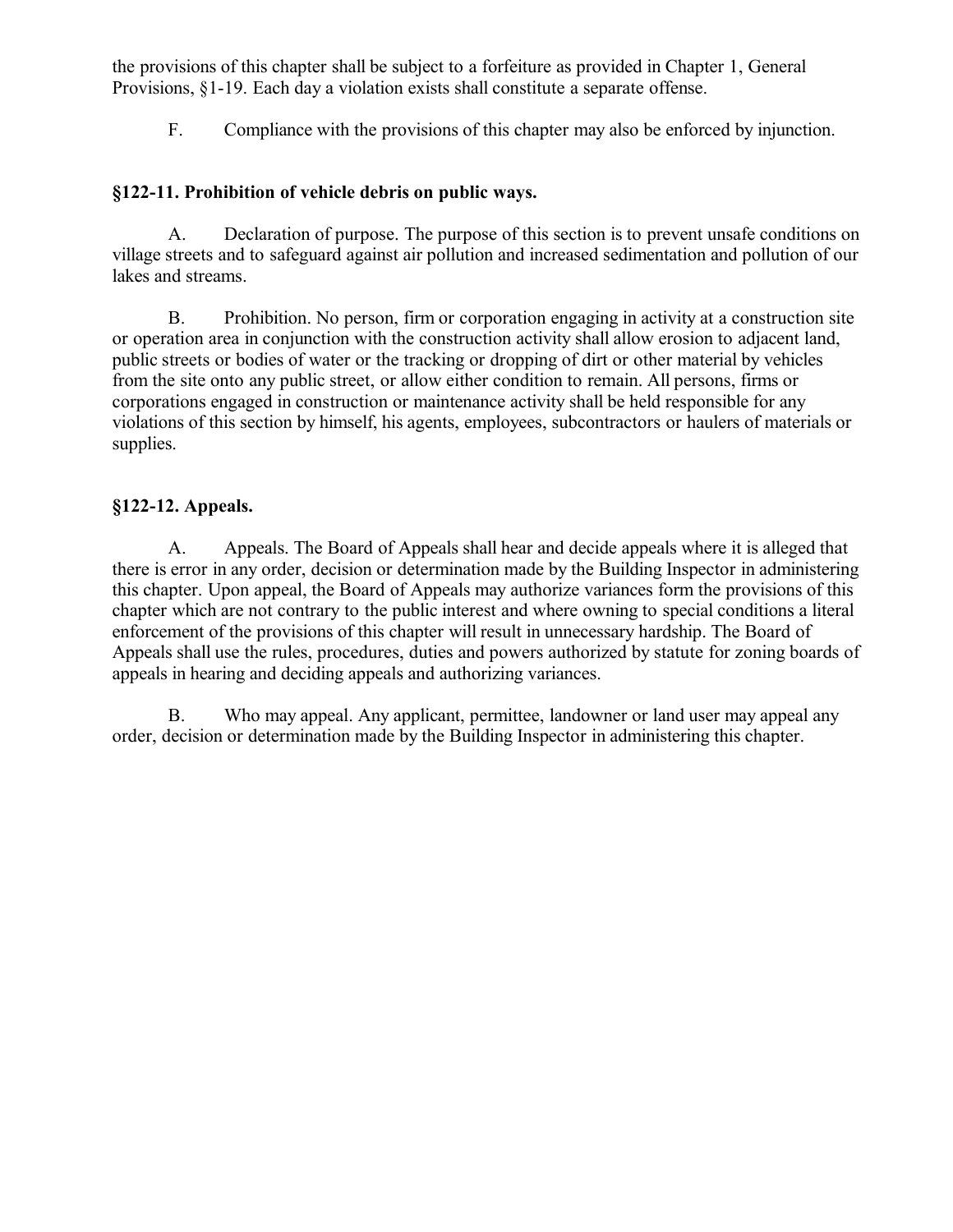the provisions of this chapter shall be subject to a forfeiture as provided in Chapter 1, General Provisions, §1-19. Each day a violation exists shall constitute a separate offense.

F. Compliance with the provisions of this chapter may also be enforced by injunction.

### §122-11. Prohibition of vehicle debris on public ways.

A. Declaration of purpose. The purpose of this section is to prevent unsafe conditions on village streets and to safeguard against air pollution and increased sedimentation and pollution of our lakes and streams.

B. Prohibition. No person, firm or corporation engaging in activity at a construction site or operation area in conjunction with the construction activity shall allow erosion to adjacent land, public streets or bodies of water or the tracking or dropping of dirt or other material by vehicles from the site onto any public street, or allow either condition to remain. All persons, firms or corporations engaged in construction or maintenance activity shall be held responsible for any violations of this section by himself, his agents, employees, subcontractors or haulers of materials or supplies.

### §122-12. Appeals.

A. Appeals. The Board of Appeals shall hear and decide appeals where it is alleged that there is error in any order, decision or determination made by the Building Inspector in administering this chapter. Upon appeal, the Board of Appeals may authorize variances form the provisions of this chapter which are not contrary to the public interest and where owning to special conditions a literal enforcement of the provisions of this chapter will result in unnecessary hardship. The Board of Appeals shall use the rules, procedures, duties and powers authorized by statute for zoning boards of appeals in hearing and deciding appeals and authorizing variances.

B. Who may appeal. Any applicant, permittee, landowner or land user may appeal any order, decision or determination made by the Building Inspector in administering this chapter.